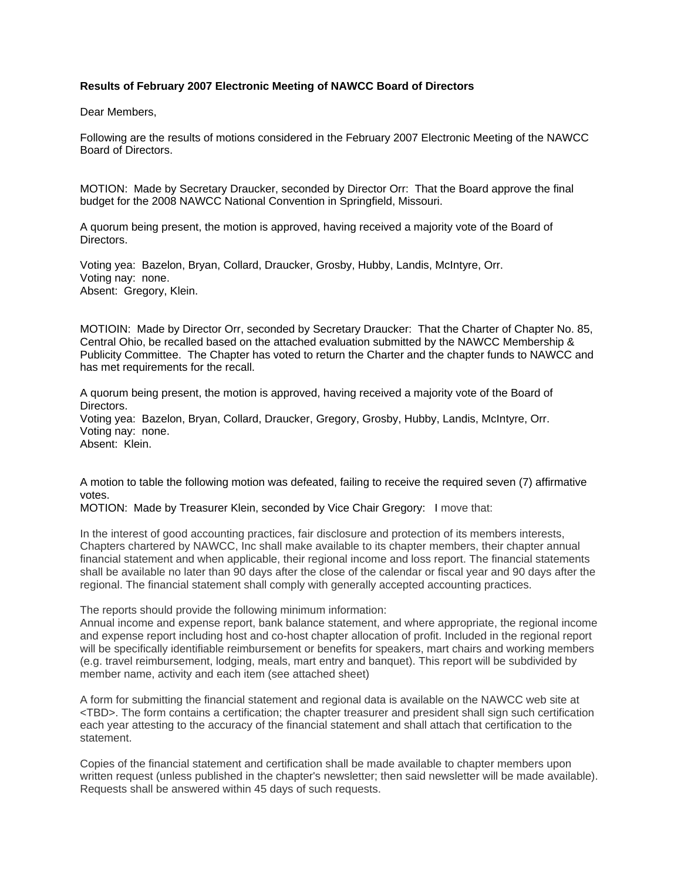**Results of February 2007 Electronic Meeting of NAWCC Board of Directors**

Dear Members,

Following are the results of motions considered in the February 2007 Electronic Meeting of the NAWCC Board of Directors.

MOTION: Made by Secretary Draucker, seconded by Director Orr: That the Board approve the final budget for the 2008 NAWCC National Convention in Springfield, Missouri.

A quorum being present, the motion is approved, having received a majority vote of the Board of Directors.

Voting yea: Bazelon, Bryan, Collard, Draucker, Grosby, Hubby, Landis, McIntyre, Orr.
Voting nay: none.
Absent: Gregory, Klein.

MOTIOIN: Made by Director Orr, seconded by Secretary Draucker: That the Charter of Chapter No. 85, Central Ohio, be recalled based on the attached evaluation submitted by the NAWCC Membership & Publicity Committee. The Chapter has voted to return the Charter and the chapter funds to NAWCC and has met requirements for the recall.

A quorum being present, the motion is approved, having received a majority vote of the Board of Directors.
Voting yea: Bazelon, Bryan, Collard, Draucker, Gregory, Grosby, Hubby, Landis, McIntyre, Orr.
Voting nay: none.
Absent: Klein.

A motion to table the following motion was defeated, failing to receive the required seven (7) affirmative votes.
MOTION: Made by Treasurer Klein, seconded by Vice Chair Gregory: I move that:

In the interest of good accounting practices, fair disclosure and protection of its members interests, Chapters chartered by NAWCC, Inc shall make available to its chapter members, their chapter annual financial statement and when applicable, their regional income and loss report. The financial statements shall be available no later than 90 days after the close of the calendar or fiscal year and 90 days after the regional. The financial statement shall comply with generally accepted accounting practices.

The reports should provide the following minimum information:
Annual income and expense report, bank balance statement, and where appropriate, the regional income and expense report including host and co-host chapter allocation of profit. Included in the regional report will be specifically identifiable reimbursement or benefits for speakers, mart chairs and working members (e.g. travel reimbursement, lodging, meals, mart entry and banquet). This report will be subdivided by member name, activity and each item (see attached sheet)

A form for submitting the financial statement and regional data is available on the NAWCC web site at <TBD>. The form contains a certification; the chapter treasurer and president shall sign such certification each year attesting to the accuracy of the financial statement and shall attach that certification to the statement.

Copies of the financial statement and certification shall be made available to chapter members upon written request (unless published in the chapter's newsletter; then said newsletter will be made available). Requests shall be answered within 45 days of such requests.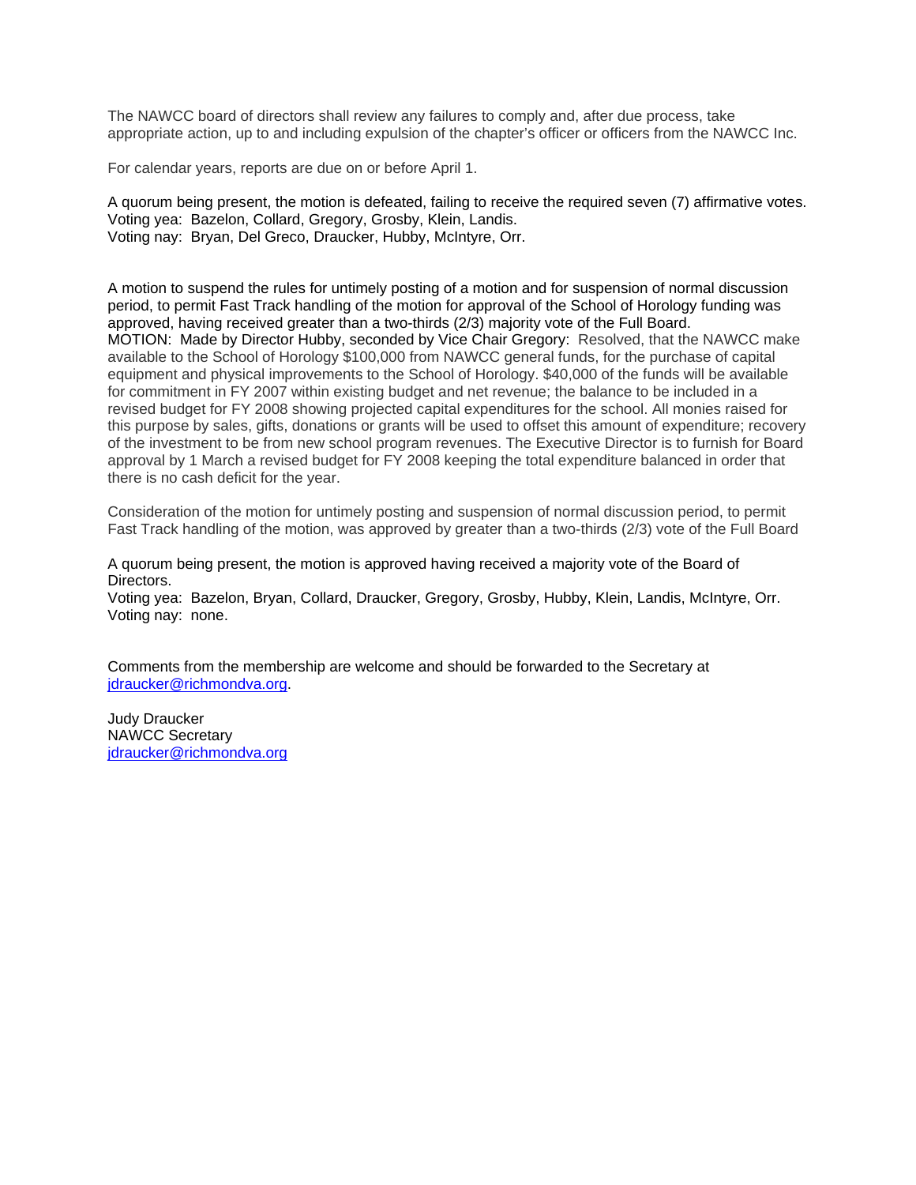The NAWCC board of directors shall review any failures to comply and, after due process, take appropriate action, up to and including expulsion of the chapter's officer or officers from the NAWCC Inc.

For calendar years, reports are due on or before April 1.

A quorum being present, the motion is defeated, failing to receive the required seven (7) affirmative votes.
Voting yea: Bazelon, Collard, Gregory, Grosby, Klein, Landis.
Voting nay: Bryan, Del Greco, Draucker, Hubby, McIntyre, Orr.

A motion to suspend the rules for untimely posting of a motion and for suspension of normal discussion period, to permit Fast Track handling of the motion for approval of the School of Horology funding was approved, having received greater than a two-thirds (2/3) majority vote of the Full Board.
MOTION: Made by Director Hubby, seconded by Vice Chair Gregory: Resolved, that the NAWCC make available to the School of Horology $100,000 from NAWCC general funds, for the purchase of capital equipment and physical improvements to the School of Horology. $40,000 of the funds will be available for commitment in FY 2007 within existing budget and net revenue; the balance to be included in a revised budget for FY 2008 showing projected capital expenditures for the school. All monies raised for this purpose by sales, gifts, donations or grants will be used to offset this amount of expenditure; recovery of the investment to be from new school program revenues. The Executive Director is to furnish for Board approval by 1 March a revised budget for FY 2008 keeping the total expenditure balanced in order that there is no cash deficit for the year.

Consideration of the motion for untimely posting and suspension of normal discussion period, to permit Fast Track handling of the motion, was approved by greater than a two-thirds (2/3) vote of the Full Board

A quorum being present, the motion is approved having received a majority vote of the Board of Directors.
Voting yea: Bazelon, Bryan, Collard, Draucker, Gregory, Grosby, Hubby, Klein, Landis, McIntyre, Orr.
Voting nay: none.

Comments from the membership are welcome and should be forwarded to the Secretary at jdraucker@richmondva.org.

Judy Draucker
NAWCC Secretary
jdraucker@richmondva.org